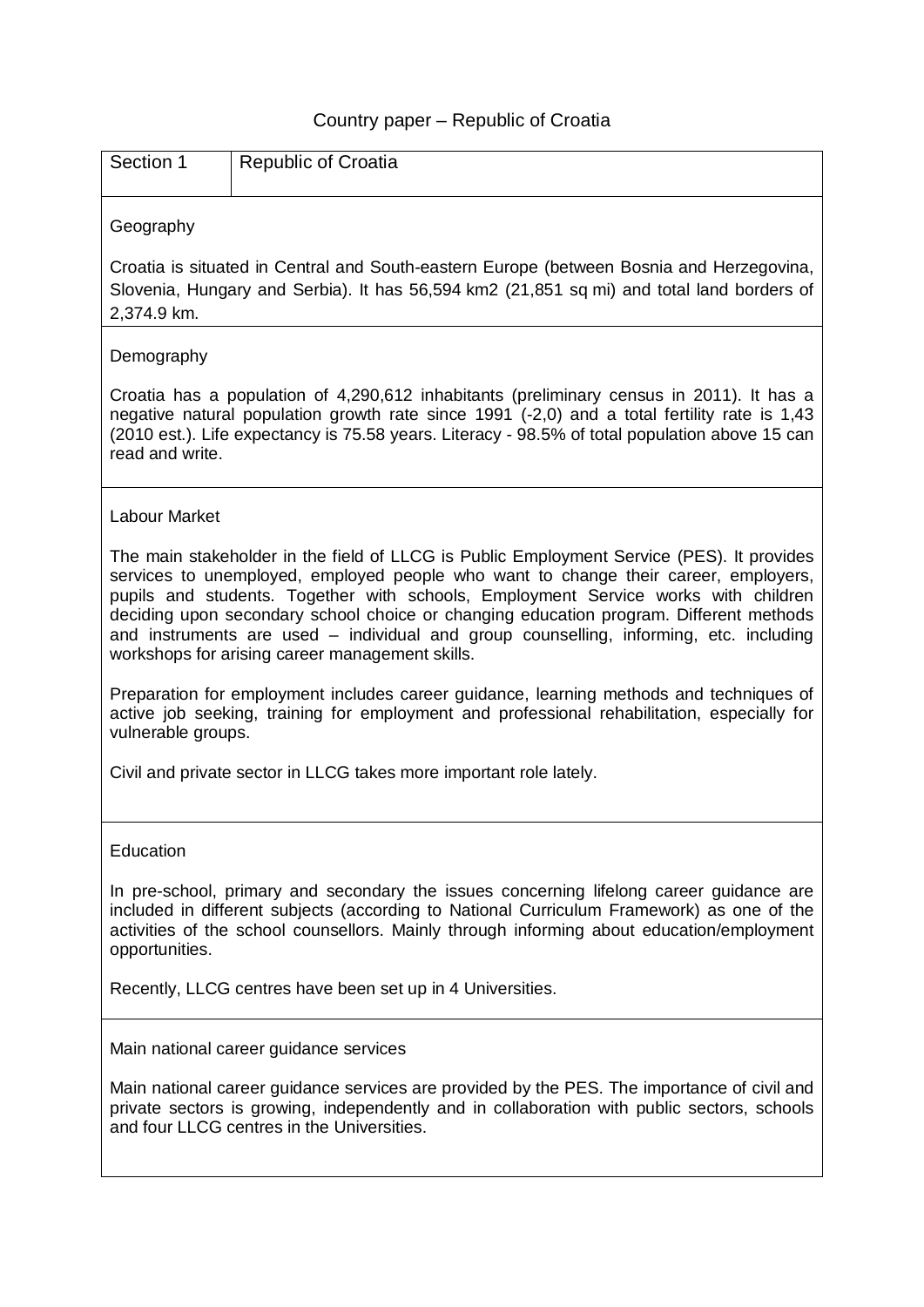# Country paper – Republic of Croatia

| Section 1 | Republic of Croatia |
| --- | --- |

### Geography

Croatia is situated in Central and South-eastern Europe (between Bosnia and Herzegovina, Slovenia, Hungary and Serbia). It has 56,594 km2 (21,851 sq mi) and total land borders of 2,374.9 km.

### Demography

Croatia has a population of 4,290,612 inhabitants (preliminary census in 2011). It has a negative natural population growth rate since 1991 (-2,0) and a total fertility rate is 1,43 (2010 est.). Life expectancy is 75.58 years. Literacy - 98.5% of total population above 15 can read and write.

### Labour Market

The main stakeholder in the field of LLCG is Public Employment Service (PES). It provides services to unemployed, employed people who want to change their career, employers, pupils and students. Together with schools, Employment Service works with children deciding upon secondary school choice or changing education program. Different methods and instruments are used – individual and group counselling, informing, etc. including workshops for arising career management skills.

Preparation for employment includes career guidance, learning methods and techniques of active job seeking, training for employment and professional rehabilitation, especially for vulnerable groups.

Civil and private sector in LLCG takes more important role lately.

### Education

In pre-school, primary and secondary the issues concerning lifelong career guidance are included in different subjects (according to National Curriculum Framework) as one of the activities of the school counsellors. Mainly through informing about education/employment opportunities.

Recently, LLCG centres have been set up in 4 Universities.

### Main national career guidance services

Main national career guidance services are provided by the PES. The importance of civil and private sectors is growing, independently and in collaboration with public sectors, schools and four LLCG centres in the Universities.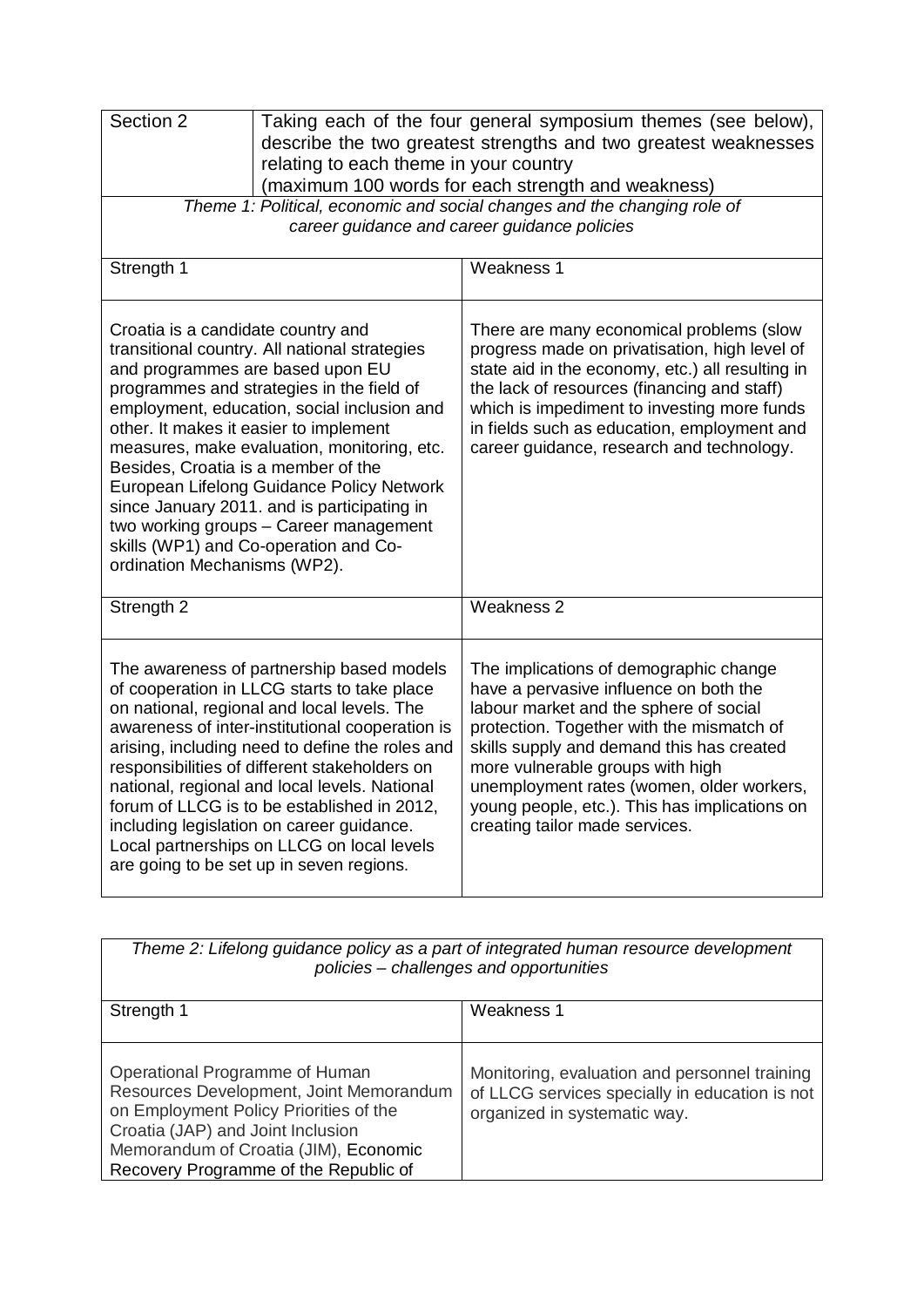| Section 2 | Taking each of the four general symposium themes (see below), describe the two greatest strengths and two greatest weaknesses relating to each theme in your country (maximum 100 words for each strength and weakness) |
|---|---|

*Theme 1: Political, economic and social changes and the changing role of career guidance and career guidance policies*

| Strength 1 | Weakness 1 |
|---|---|
| Croatia is a candidate country and transitional country. All national strategies and programmes are based upon EU programmes and strategies in the field of employment, education, social inclusion and other. It makes it easier to implement measures, make evaluation, monitoring, etc. Besides, Croatia is a member of the European Lifelong Guidance Policy Network since January 2011. and is participating in two working groups – Career management skills (WP1) and Co-operation and Co-ordination Mechanisms (WP2). | There are many economical problems (slow progress made on privatisation, high level of state aid in the economy, etc.) all resulting in the lack of resources (financing and staff) which is impediment to investing more funds in fields such as education, employment and career guidance, research and technology. |
| **Strength 2** | **Weakness 2** |
| The awareness of partnership based models of cooperation in LLCG starts to take place on national, regional and local levels. The awareness of inter-institutional cooperation is arising, including need to define the roles and responsibilities of different stakeholders on national, regional and local levels. National forum of LLCG is to be established in 2012, including legislation on career guidance. Local partnerships on LLCG on local levels are going to be set up in seven regions. | The implications of demographic change have a pervasive influence on both the labour market and the sphere of social protection. Together with the mismatch of skills supply and demand this has created more vulnerable groups with high unemployment rates (women, older workers, young people, etc.). This has implications on creating tailor made services. |

*Theme 2: Lifelong guidance policy as a part of integrated human resource development policies – challenges and opportunities*

| Strength 1 | Weakness 1 |
|---|---|
| Operational Programme of Human Resources Development, Joint Memorandum on Employment Policy Priorities of the Croatia (JAP) and Joint Inclusion Memorandum of Croatia (JIM), Economic Recovery Programme of the Republic of | Monitoring, evaluation and personnel training of LLCG services specially in education is not organized in systematic way. |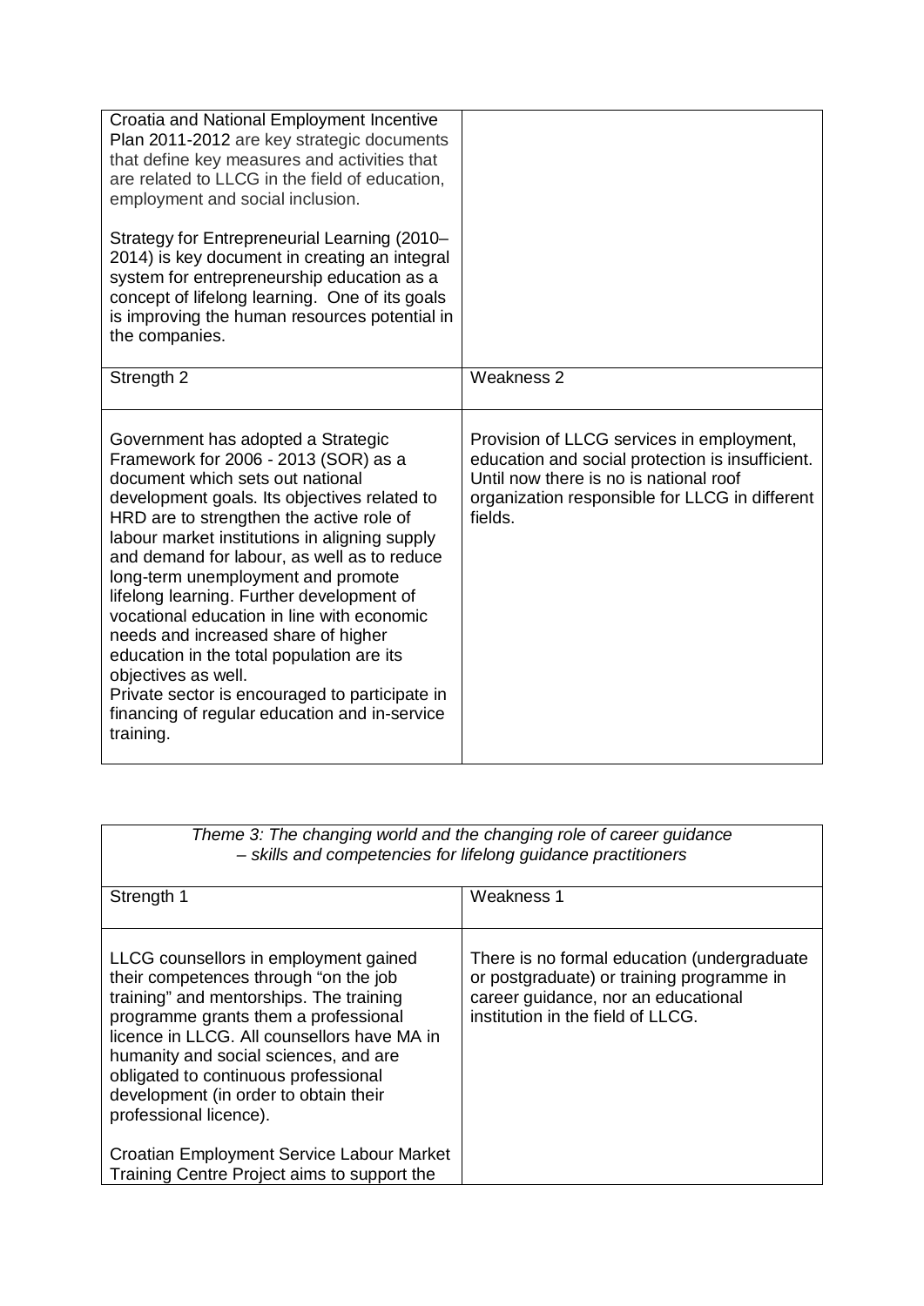| | |
|---|---|
| Croatia and National Employment Incentive Plan 2011-2012 are key strategic documents that define key measures and activities that are related to LLCG in the field of education, employment and social inclusion.<br><br>Strategy for Entrepreneurial Learning (2010–2014) is key document in creating an integral system for entrepreneurship education as a concept of lifelong learning. One of its goals is improving the human resources potential in the companies. | |
| Strength 2 | Weakness 2 |
| Government has adopted a Strategic Framework for 2006 - 2013 (SOR) as a document which sets out national development goals. Its objectives related to HRD are to strengthen the active role of labour market institutions in aligning supply and demand for labour, as well as to reduce long-term unemployment and promote lifelong learning. Further development of vocational education in line with economic needs and increased share of higher education in the total population are its objectives as well.<br>Private sector is encouraged to participate in financing of regular education and in-service training. | Provision of LLCG services in employment, education and social protection is insufficient. Until now there is no is national roof organization responsible for LLCG in different fields. |

| *Theme 3: The changing world and the changing role of career guidance – skills and competencies for lifelong guidance practitioners* | |
|---|---|
| Strength 1 | Weakness 1 |
| LLCG counsellors in employment gained their competences through "on the job training" and mentorships. The training programme grants them a professional licence in LLCG. All counsellors have MA in humanity and social sciences, and are obligated to continuous professional development (in order to obtain their professional licence).<br><br>Croatian Employment Service Labour Market Training Centre Project aims to support the | There is no formal education (undergraduate or postgraduate) or training programme in career guidance, nor an educational institution in the field of LLCG. |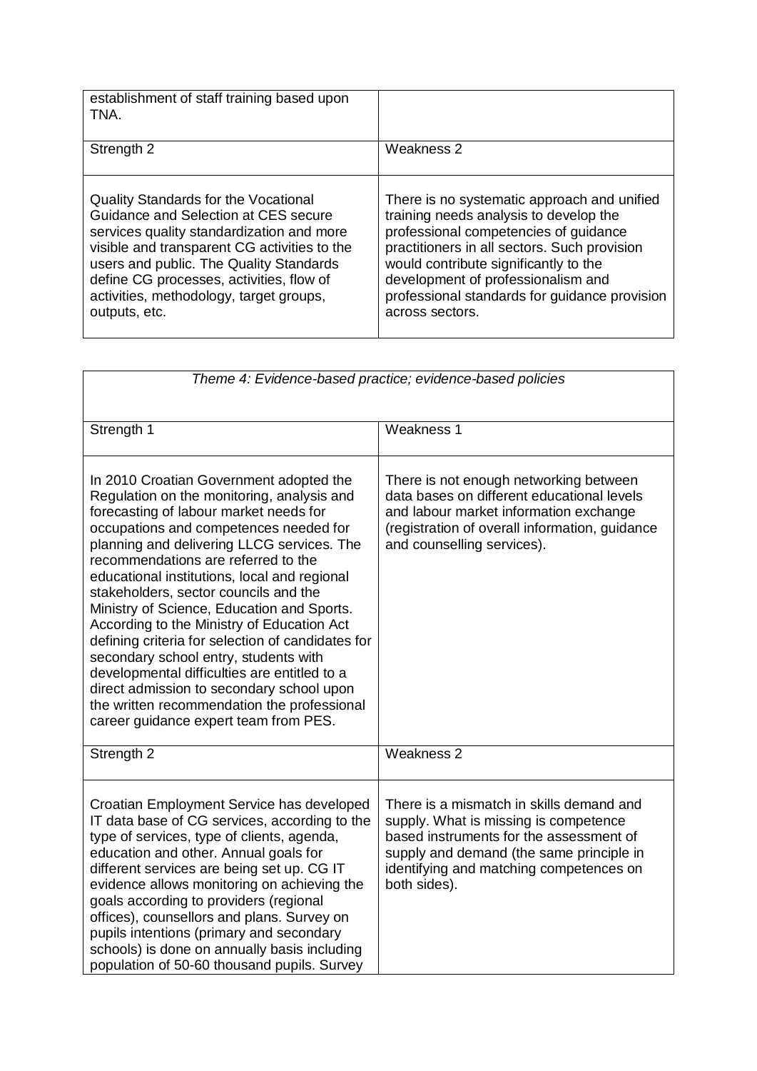| establishment of staff training based upon TNA. | |
|---|---|
| Strength 2 | Weakness 2 |
| Quality Standards for the Vocational Guidance and Selection at CES secure services quality standardization and more visible and transparent CG activities to the users and public. The Quality Standards define CG processes, activities, flow of activities, methodology, target groups, outputs, etc. | There is no systematic approach and unified training needs analysis to develop the professional competencies of guidance practitioners in all sectors. Such provision would contribute significantly to the development of professionalism and professional standards for guidance provision across sectors. |

| *Theme 4: Evidence-based practice; evidence-based policies* | |
|---|---|
| Strength 1 | Weakness 1 |
| In 2010 Croatian Government adopted the Regulation on the monitoring, analysis and forecasting of labour market needs for occupations and competences needed for planning and delivering LLCG services. The recommendations are referred to the educational institutions, local and regional stakeholders, sector councils and the Ministry of Science, Education and Sports. According to the Ministry of Education Act defining criteria for selection of candidates for secondary school entry, students with developmental difficulties are entitled to a direct admission to secondary school upon the written recommendation the professional career guidance expert team from PES. | There is not enough networking between data bases on different educational levels and labour market information exchange (registration of overall information, guidance and counselling services). |
| Strength 2 | Weakness 2 |
| Croatian Employment Service has developed IT data base of CG services, according to the type of services, type of clients, agenda, education and other. Annual goals for different services are being set up. CG IT evidence allows monitoring on achieving the goals according to providers (regional offices), counsellors and plans. Survey on pupils intentions (primary and secondary schools) is done on annually basis including population of 50-60 thousand pupils. Survey | There is a mismatch in skills demand and supply. What is missing is competence based instruments for the assessment of supply and demand (the same principle in identifying and matching competences on both sides). |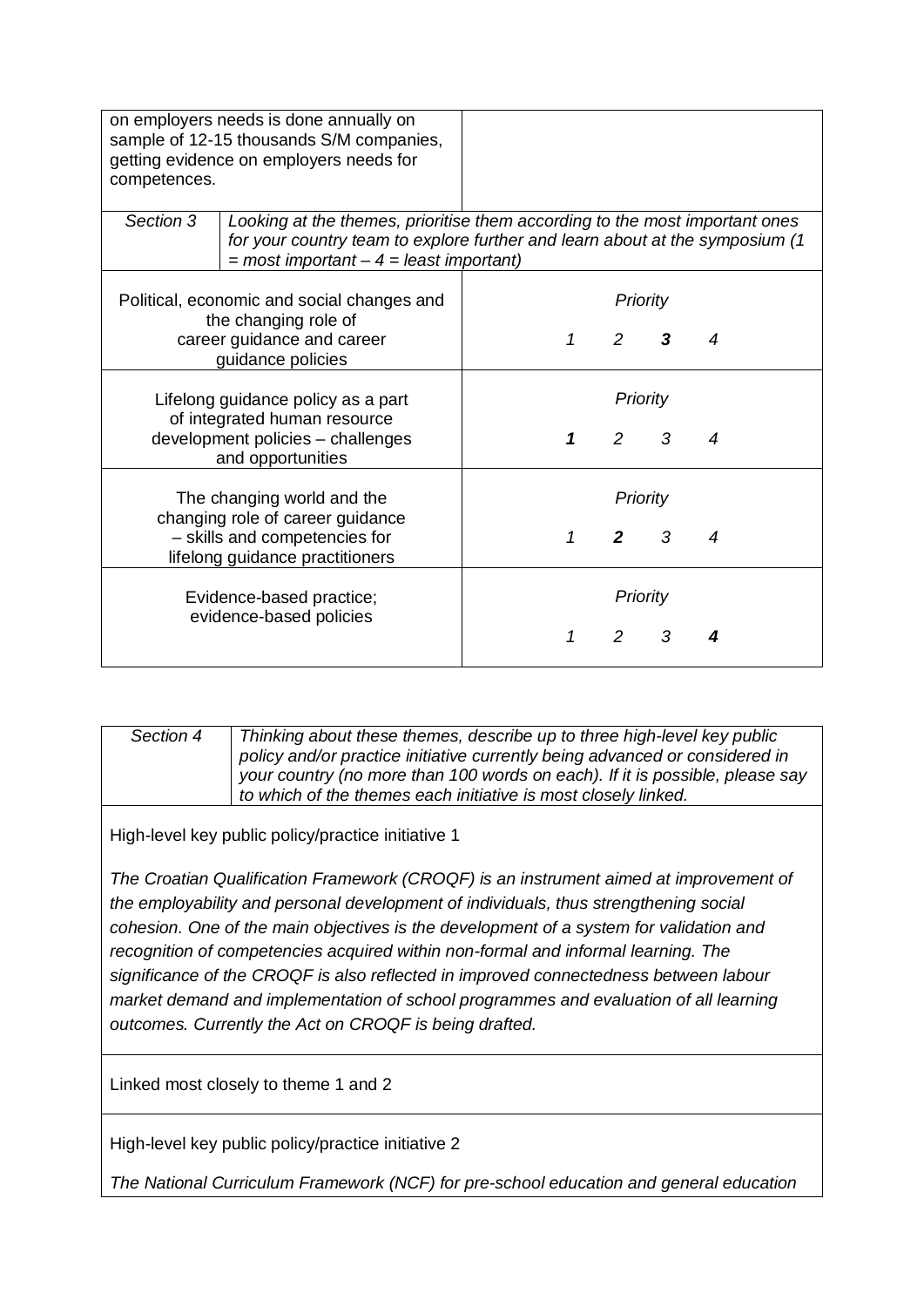| on employers needs is done annually on sample of 12-15 thousands S/M companies, getting evidence on employers needs for competences. | |
|---|---|

| *Section 3* | *Looking at the themes, prioritise them according to the most important ones for your country team to explore further and learn about at the symposium (1 = most important – 4 = least important)* |
|---|---|
| Political, economic and social changes and the changing role of career guidance and career guidance policies | *Priority* <br> *1 2* ***3*** *4* |
| Lifelong guidance policy as a part of integrated human resource development policies – challenges and opportunities | *Priority* <br> ***1*** *2 3 4* |
| The changing world and the changing role of career guidance – skills and competencies for lifelong guidance practitioners | *Priority* <br> *1* ***2*** *3 4* |
| Evidence-based practice; evidence-based policies | *Priority* <br> *1 2 3* ***4*** |

| *Section 4* | *Thinking about these themes, describe up to three high-level key public policy and/or practice initiative currently being advanced or considered in your country (no more than 100 words on each). If it is possible, please say to which of the themes each initiative is most closely linked.* |
|---|---|

High-level key public policy/practice initiative 1

*The Croatian Qualification Framework (CROQF) is an instrument aimed at improvement of the employability and personal development of individuals, thus strengthening social cohesion. One of the main objectives is the development of a system for validation and recognition of competencies acquired within non-formal and informal learning. The significance of the CROQF is also reflected in improved connectedness between labour market demand and implementation of school programmes and evaluation of all learning outcomes. Currently the Act on CROQF is being drafted.*

Linked most closely to theme 1 and 2

High-level key public policy/practice initiative 2

*The National Curriculum Framework (NCF) for pre-school education and general education*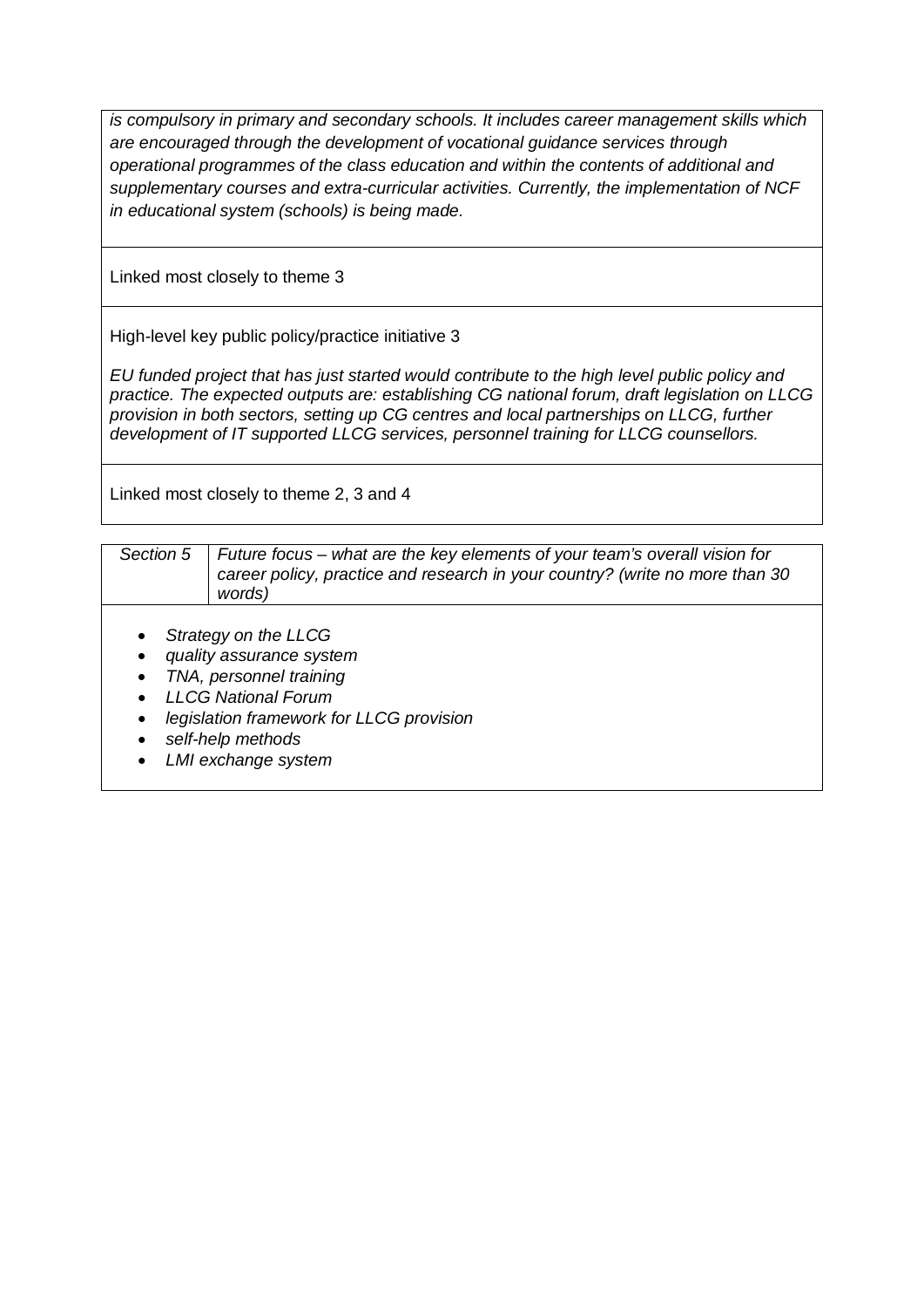*is compulsory in primary and secondary schools. It includes career management skills which are encouraged through the development of vocational guidance services through operational programmes of the class education and within the contents of additional and supplementary courses and extra-curricular activities. Currently, the implementation of NCF in educational system (schools) is being made.*

Linked most closely to theme 3

High-level key public policy/practice initiative 3

*EU funded project that has just started would contribute to the high level public policy and practice. The expected outputs are: establishing CG national forum, draft legislation on LLCG provision in both sectors, setting up CG centres and local partnerships on LLCG, further development of IT supported LLCG services, personnel training for LLCG counsellors.*

Linked most closely to theme 2, 3 and 4

| Section 5 | *Future focus – what are the key elements of your team's overall vision for career policy, practice and research in your country? (write no more than 30 words)* |
|---|---|

- *Strategy on the LLCG*
- *quality assurance system*
- *TNA, personnel training*
- *LLCG National Forum*
- *legislation framework for LLCG provision*
- *self-help methods*
- *LMI exchange system*